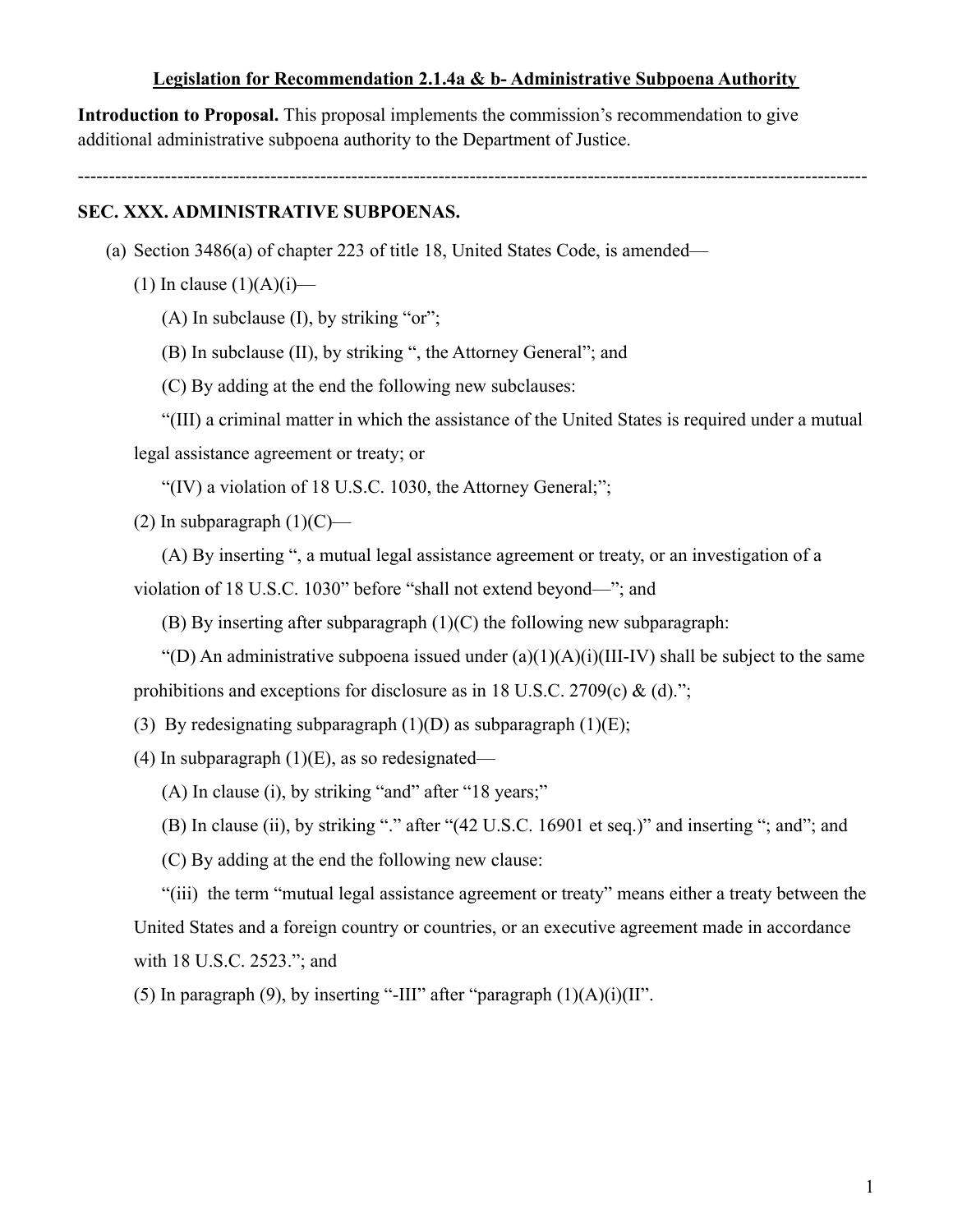**<u>Legislation for Recommendation 2.1.4a & b- Administrative Subpoena Authority</u>**

**Introduction to Proposal.** This proposal implements the commission's recommendation to give additional administrative subpoena authority to the Department of Justice.

---

**SEC. XXX. ADMINISTRATIVE SUBPOENAS.**

(a) Section 3486(a) of chapter 223 of title 18, United States Code, is amended—

(1) In clause (1)(A)(i)—

(A) In subclause (I), by striking "or";

(B) In subclause (II), by striking ", the Attorney General"; and

(C) By adding at the end the following new subclauses:

"(III) a criminal matter in which the assistance of the United States is required under a mutual legal assistance agreement or treaty; or

"(IV) a violation of 18 U.S.C. 1030, the Attorney General;";

(2) In subparagraph (1)(C)—

(A) By inserting ", a mutual legal assistance agreement or treaty, or an investigation of a violation of 18 U.S.C. 1030" before "shall not extend beyond—"; and

(B) By inserting after subparagraph (1)(C) the following new subparagraph:

"(D) An administrative subpoena issued under (a)(1)(A)(i)(III-IV) shall be subject to the same prohibitions and exceptions for disclosure as in 18 U.S.C. 2709(c) & (d).";

(3) By redesignating subparagraph (1)(D) as subparagraph (1)(E);

(4) In subparagraph (1)(E), as so redesignated—

(A) In clause (i), by striking "and" after "18 years;"

(B) In clause (ii), by striking "." after "(42 U.S.C. 16901 et seq.)" and inserting "; and"; and

(C) By adding at the end the following new clause:

"(iii) the term "mutual legal assistance agreement or treaty" means either a treaty between the United States and a foreign country or countries, or an executive agreement made in accordance with 18 U.S.C. 2523."; and

(5) In paragraph (9), by inserting "-III" after "paragraph (1)(A)(i)(II".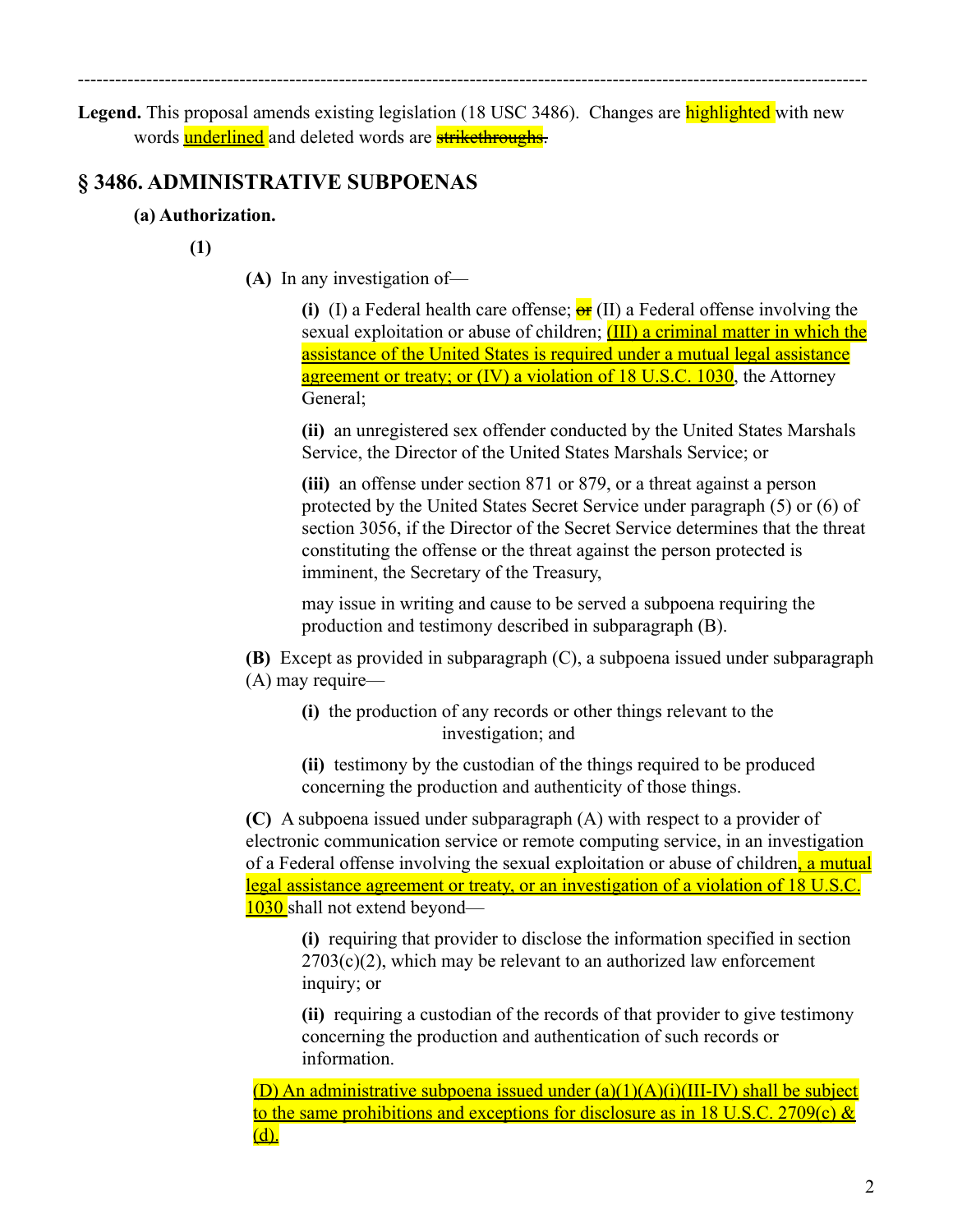---

**Legend.** This proposal amends existing legislation (18 USC 3486). Changes are highlighted with new words <u>underlined</u> and deleted words are ~~strikethroughs.~~

## § 3486. ADMINISTRATIVE SUBPOENAS

**(a) Authorization.**

**(1)**

**(A)** In any investigation of—

**(i)** (I) a Federal health care offense; ~~or~~ (II) a Federal offense involving the sexual exploitation or abuse of children; <u>(III) a criminal matter in which the assistance of the United States is required under a mutual legal assistance agreement or treaty; or (IV) a violation of 18 U.S.C. 1030</u>, the Attorney General;

**(ii)** an unregistered sex offender conducted by the United States Marshals Service, the Director of the United States Marshals Service; or

**(iii)** an offense under section 871 or 879, or a threat against a person protected by the United States Secret Service under paragraph (5) or (6) of section 3056, if the Director of the Secret Service determines that the threat constituting the offense or the threat against the person protected is imminent, the Secretary of the Treasury,

may issue in writing and cause to be served a subpoena requiring the production and testimony described in subparagraph (B).

**(B)** Except as provided in subparagraph (C), a subpoena issued under subparagraph (A) may require—

**(i)** the production of any records or other things relevant to the investigation; and

**(ii)** testimony by the custodian of the things required to be produced concerning the production and authenticity of those things.

**(C)** A subpoena issued under subparagraph (A) with respect to a provider of electronic communication service or remote computing service, in an investigation of a Federal offense involving the sexual exploitation or abuse of children<u>, a mutual legal assistance agreement or treaty, or an investigation of a violation of 18 U.S.C. 1030</u> shall not extend beyond—

**(i)** requiring that provider to disclose the information specified in section 2703(c)(2), which may be relevant to an authorized law enforcement inquiry; or

**(ii)** requiring a custodian of the records of that provider to give testimony concerning the production and authentication of such records or information.

<u>(D) An administrative subpoena issued under (a)(1)(A)(i)(III-IV) shall be subject to the same prohibitions and exceptions for disclosure as in 18 U.S.C. 2709(c) & (d).</u>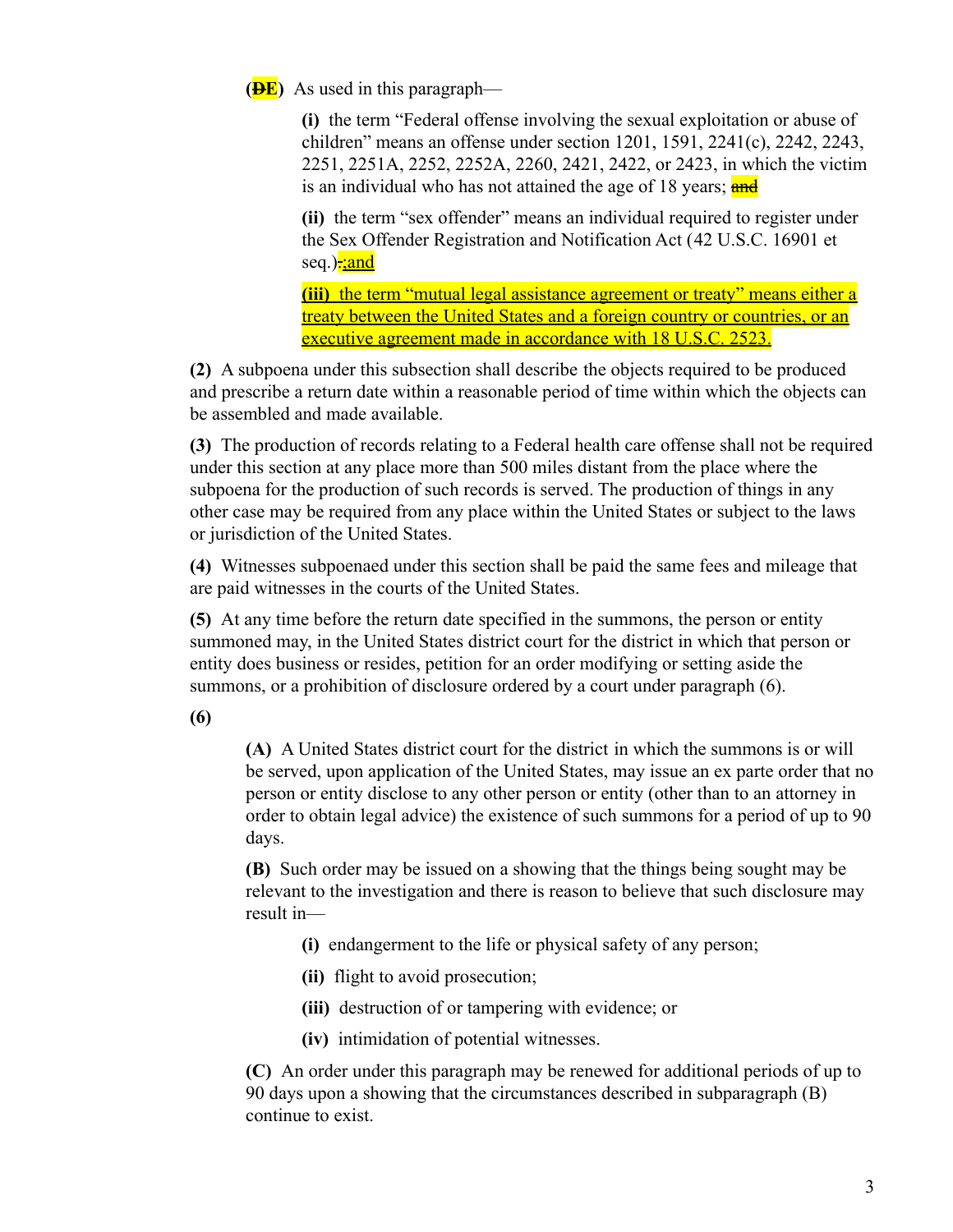(~~D~~E) As used in this paragraph—

**(i)** the term "Federal offense involving the sexual exploitation or abuse of children" means an offense under section 1201, 1591, 2241(c), 2242, 2243, 2251, 2251A, 2252, 2252A, 2260, 2421, 2422, or 2423, in which the victim is an individual who has not attained the age of 18 years; ~~and~~

**(ii)** the term "sex offender" means an individual required to register under the Sex Offender Registration and Notification Act (42 U.S.C. 16901 et seq.)~~.~~;and

**(iii)** the term "mutual legal assistance agreement or treaty" means either a treaty between the United States and a foreign country or countries, or an executive agreement made in accordance with 18 U.S.C. 2523.

**(2)** A subpoena under this subsection shall describe the objects required to be produced and prescribe a return date within a reasonable period of time within which the objects can be assembled and made available.

**(3)** The production of records relating to a Federal health care offense shall not be required under this section at any place more than 500 miles distant from the place where the subpoena for the production of such records is served. The production of things in any other case may be required from any place within the United States or subject to the laws or jurisdiction of the United States.

**(4)** Witnesses subpoenaed under this section shall be paid the same fees and mileage that are paid witnesses in the courts of the United States.

**(5)** At any time before the return date specified in the summons, the person or entity summoned may, in the United States district court for the district in which that person or entity does business or resides, petition for an order modifying or setting aside the summons, or a prohibition of disclosure ordered by a court under paragraph (6).

**(6)**

**(A)** A United States district court for the district in which the summons is or will be served, upon application of the United States, may issue an ex parte order that no person or entity disclose to any other person or entity (other than to an attorney in order to obtain legal advice) the existence of such summons for a period of up to 90 days.

**(B)** Such order may be issued on a showing that the things being sought may be relevant to the investigation and there is reason to believe that such disclosure may result in—

**(i)** endangerment to the life or physical safety of any person;

**(ii)** flight to avoid prosecution;

**(iii)** destruction of or tampering with evidence; or

**(iv)** intimidation of potential witnesses.

**(C)** An order under this paragraph may be renewed for additional periods of up to 90 days upon a showing that the circumstances described in subparagraph (B) continue to exist.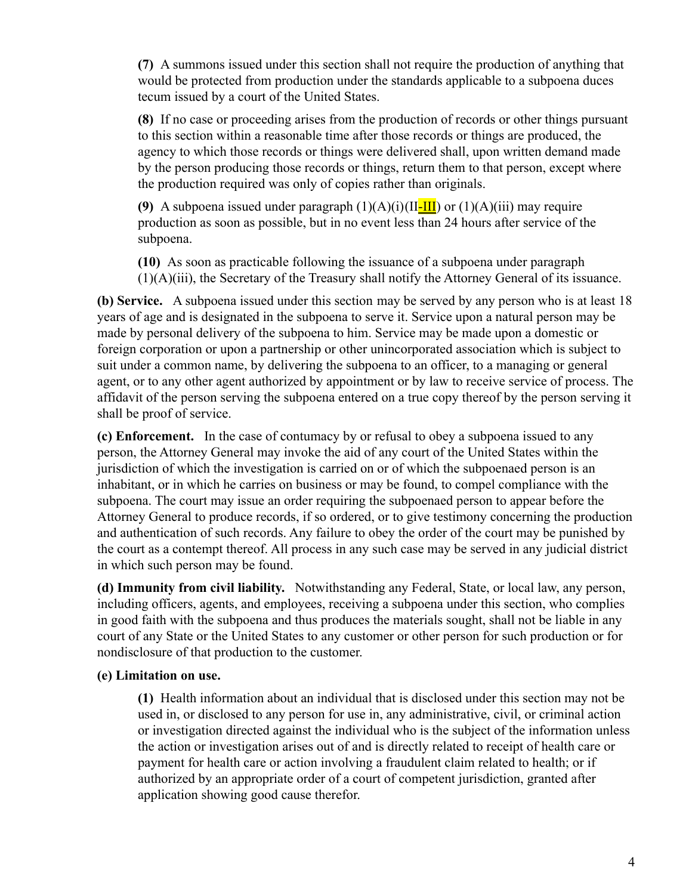**(7)** A summons issued under this section shall not require the production of anything that would be protected from production under the standards applicable to a subpoena duces tecum issued by a court of the United States.

**(8)** If no case or proceeding arises from the production of records or other things pursuant to this section within a reasonable time after those records or things are produced, the agency to which those records or things were delivered shall, upon written demand made by the person producing those records or things, return them to that person, except where the production required was only of copies rather than originals.

**(9)** A subpoena issued under paragraph (1)(A)(i)(II-III) or (1)(A)(iii) may require production as soon as possible, but in no event less than 24 hours after service of the subpoena.

**(10)** As soon as practicable following the issuance of a subpoena under paragraph (1)(A)(iii), the Secretary of the Treasury shall notify the Attorney General of its issuance.

**(b) Service.** A subpoena issued under this section may be served by any person who is at least 18 years of age and is designated in the subpoena to serve it. Service upon a natural person may be made by personal delivery of the subpoena to him. Service may be made upon a domestic or foreign corporation or upon a partnership or other unincorporated association which is subject to suit under a common name, by delivering the subpoena to an officer, to a managing or general agent, or to any other agent authorized by appointment or by law to receive service of process. The affidavit of the person serving the subpoena entered on a true copy thereof by the person serving it shall be proof of service.

**(c) Enforcement.** In the case of contumacy by or refusal to obey a subpoena issued to any person, the Attorney General may invoke the aid of any court of the United States within the jurisdiction of which the investigation is carried on or of which the subpoenaed person is an inhabitant, or in which he carries on business or may be found, to compel compliance with the subpoena. The court may issue an order requiring the subpoenaed person to appear before the Attorney General to produce records, if so ordered, or to give testimony concerning the production and authentication of such records. Any failure to obey the order of the court may be punished by the court as a contempt thereof. All process in any such case may be served in any judicial district in which such person may be found.

**(d) Immunity from civil liability.** Notwithstanding any Federal, State, or local law, any person, including officers, agents, and employees, receiving a subpoena under this section, who complies in good faith with the subpoena and thus produces the materials sought, shall not be liable in any court of any State or the United States to any customer or other person for such production or for nondisclosure of that production to the customer.

**(e) Limitation on use.**

**(1)** Health information about an individual that is disclosed under this section may not be used in, or disclosed to any person for use in, any administrative, civil, or criminal action or investigation directed against the individual who is the subject of the information unless the action or investigation arises out of and is directly related to receipt of health care or payment for health care or action involving a fraudulent claim related to health; or if authorized by an appropriate order of a court of competent jurisdiction, granted after application showing good cause therefor.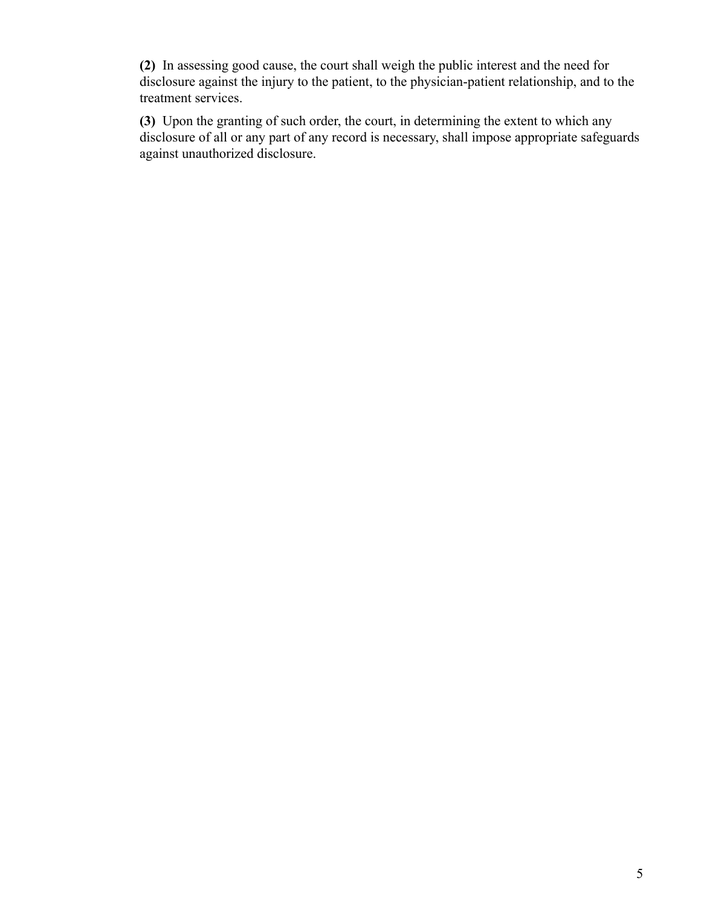**(2)** In assessing good cause, the court shall weigh the public interest and the need for disclosure against the injury to the patient, to the physician-patient relationship, and to the treatment services.

**(3)** Upon the granting of such order, the court, in determining the extent to which any disclosure of all or any part of any record is necessary, shall impose appropriate safeguards against unauthorized disclosure.